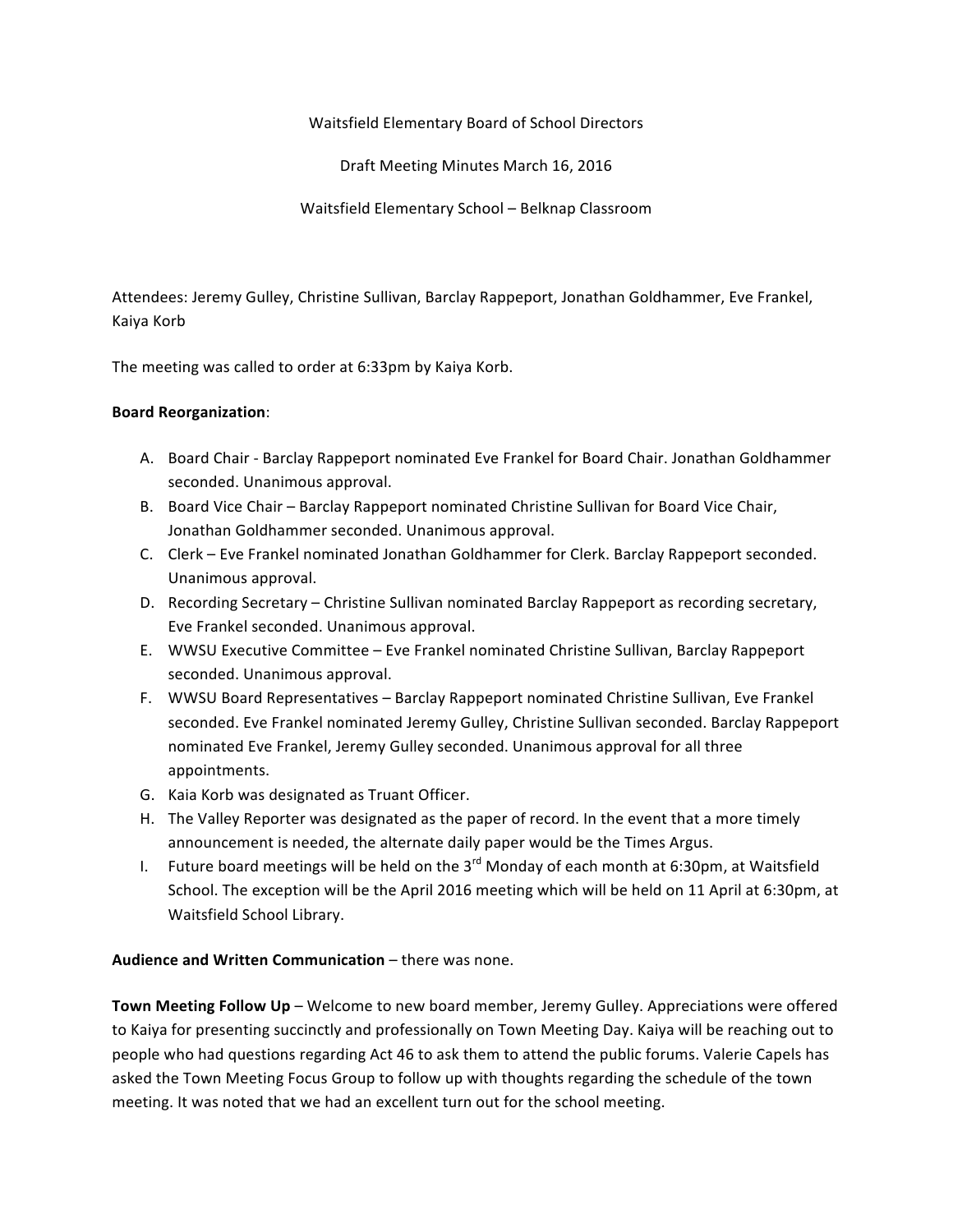Waitsfield Elementary Board of School Directors

Draft Meeting Minutes March 16, 2016

Waitsfield Elementary School – Belknap Classroom

Attendees: Jeremy Gulley, Christine Sullivan, Barclay Rappeport, Jonathan Goldhammer, Eve Frankel, Kaiya Korb

The meeting was called to order at 6:33pm by Kaiya Korb.

**Board Reorganization**:

A. Board Chair - Barclay Rappeport nominated Eve Frankel for Board Chair. Jonathan Goldhammer seconded. Unanimous approval.
B. Board Vice Chair – Barclay Rappeport nominated Christine Sullivan for Board Vice Chair, Jonathan Goldhammer seconded. Unanimous approval.
C. Clerk – Eve Frankel nominated Jonathan Goldhammer for Clerk. Barclay Rappeport seconded. Unanimous approval.
D. Recording Secretary – Christine Sullivan nominated Barclay Rappeport as recording secretary, Eve Frankel seconded. Unanimous approval.
E. WWSU Executive Committee – Eve Frankel nominated Christine Sullivan, Barclay Rappeport seconded. Unanimous approval.
F. WWSU Board Representatives – Barclay Rappeport nominated Christine Sullivan, Eve Frankel seconded. Eve Frankel nominated Jeremy Gulley, Christine Sullivan seconded. Barclay Rappeport nominated Eve Frankel, Jeremy Gulley seconded. Unanimous approval for all three appointments.
G. Kaia Korb was designated as Truant Officer.
H. The Valley Reporter was designated as the paper of record. In the event that a more timely announcement is needed, the alternate daily paper would be the Times Argus.
I. Future board meetings will be held on the 3rd Monday of each month at 6:30pm, at Waitsfield School. The exception will be the April 2016 meeting which will be held on 11 April at 6:30pm, at Waitsfield School Library.

**Audience and Written Communication** – there was none.

**Town Meeting Follow Up** – Welcome to new board member, Jeremy Gulley. Appreciations were offered to Kaiya for presenting succinctly and professionally on Town Meeting Day. Kaiya will be reaching out to people who had questions regarding Act 46 to ask them to attend the public forums. Valerie Capels has asked the Town Meeting Focus Group to follow up with thoughts regarding the schedule of the town meeting. It was noted that we had an excellent turn out for the school meeting.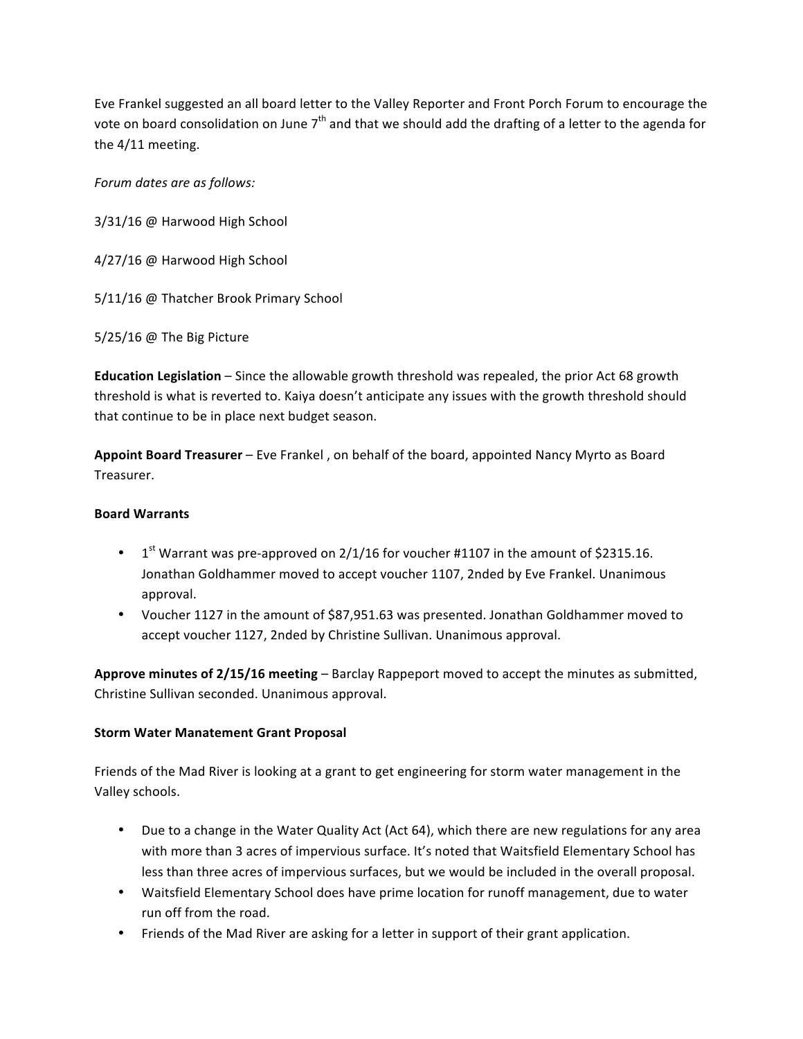Eve Frankel suggested an all board letter to the Valley Reporter and Front Porch Forum to encourage the vote on board consolidation on June 7th and that we should add the drafting of a letter to the agenda for the 4/11 meeting.

*Forum dates are as follows:*

3/31/16 @ Harwood High School

4/27/16 @ Harwood High School

5/11/16 @ Thatcher Brook Primary School

5/25/16 @ The Big Picture

**Education Legislation** – Since the allowable growth threshold was repealed, the prior Act 68 growth threshold is what is reverted to. Kaiya doesn't anticipate any issues with the growth threshold should that continue to be in place next budget season.

**Appoint Board Treasurer** – Eve Frankel , on behalf of the board, appointed Nancy Myrto as Board Treasurer.

**Board Warrants**

- 1st Warrant was pre-approved on 2/1/16 for voucher #1107 in the amount of $2315.16. Jonathan Goldhammer moved to accept voucher 1107, 2nded by Eve Frankel. Unanimous approval.
- Voucher 1127 in the amount of $87,951.63 was presented. Jonathan Goldhammer moved to accept voucher 1127, 2nded by Christine Sullivan. Unanimous approval.

**Approve minutes of 2/15/16 meeting** – Barclay Rappeport moved to accept the minutes as submitted, Christine Sullivan seconded. Unanimous approval.

**Storm Water Manatement Grant Proposal**

Friends of the Mad River is looking at a grant to get engineering for storm water management in the Valley schools.

- Due to a change in the Water Quality Act (Act 64), which there are new regulations for any area with more than 3 acres of impervious surface. It's noted that Waitsfield Elementary School has less than three acres of impervious surfaces, but we would be included in the overall proposal.
- Waitsfield Elementary School does have prime location for runoff management, due to water run off from the road.
- Friends of the Mad River are asking for a letter in support of their grant application.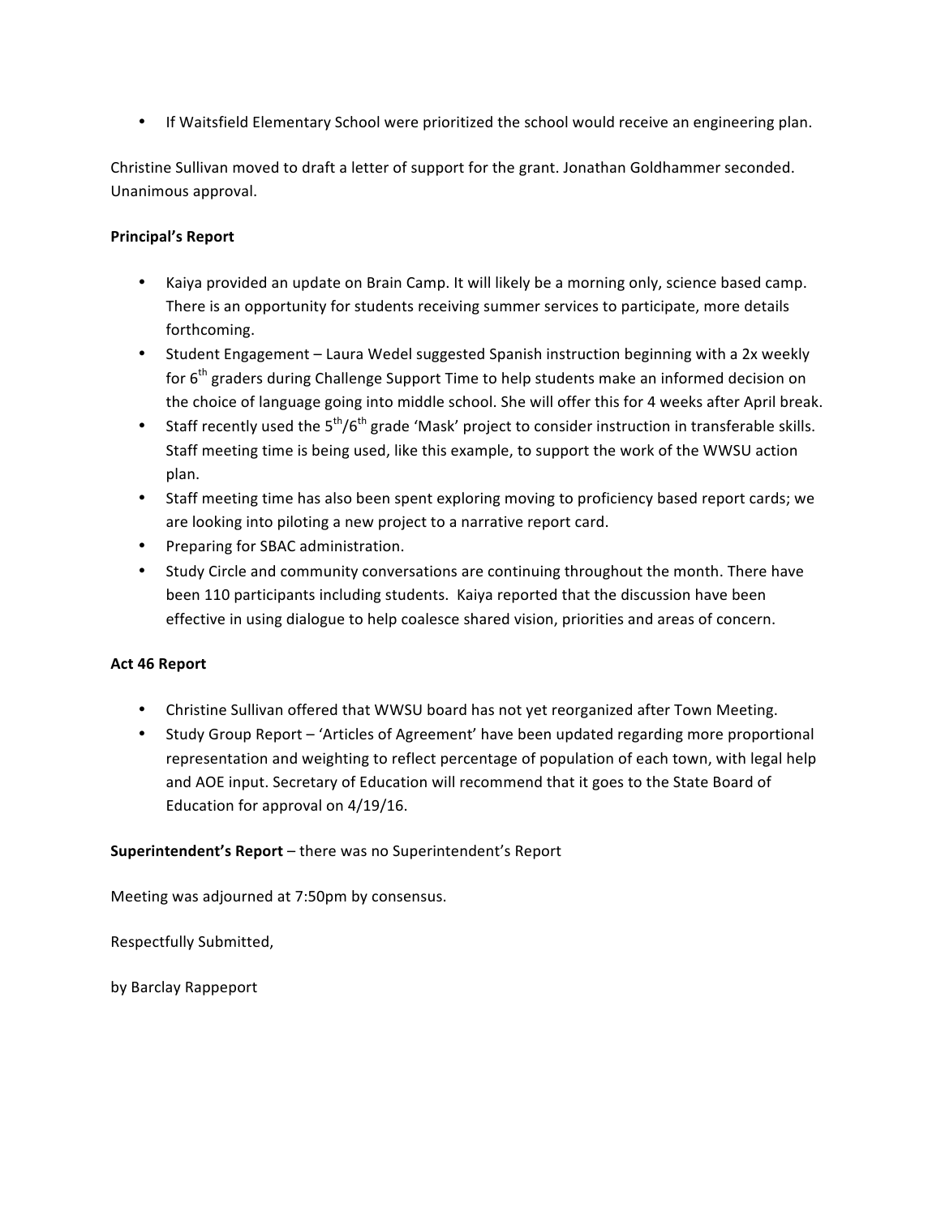- If Waitsfield Elementary School were prioritized the school would receive an engineering plan.

Christine Sullivan moved to draft a letter of support for the grant. Jonathan Goldhammer seconded. Unanimous approval.

**Principal's Report**

- Kaiya provided an update on Brain Camp. It will likely be a morning only, science based camp. There is an opportunity for students receiving summer services to participate, more details forthcoming.
- Student Engagement – Laura Wedel suggested Spanish instruction beginning with a 2x weekly for 6th graders during Challenge Support Time to help students make an informed decision on the choice of language going into middle school. She will offer this for 4 weeks after April break.
- Staff recently used the 5th/6th grade 'Mask' project to consider instruction in transferable skills. Staff meeting time is being used, like this example, to support the work of the WWSU action plan.
- Staff meeting time has also been spent exploring moving to proficiency based report cards; we are looking into piloting a new project to a narrative report card.
- Preparing for SBAC administration.
- Study Circle and community conversations are continuing throughout the month. There have been 110 participants including students. Kaiya reported that the discussion have been effective in using dialogue to help coalesce shared vision, priorities and areas of concern.

**Act 46 Report**

- Christine Sullivan offered that WWSU board has not yet reorganized after Town Meeting.
- Study Group Report – 'Articles of Agreement' have been updated regarding more proportional representation and weighting to reflect percentage of population of each town, with legal help and AOE input. Secretary of Education will recommend that it goes to the State Board of Education for approval on 4/19/16.

**Superintendent's Report** – there was no Superintendent's Report

Meeting was adjourned at 7:50pm by consensus.

Respectfully Submitted,

by Barclay Rappeport